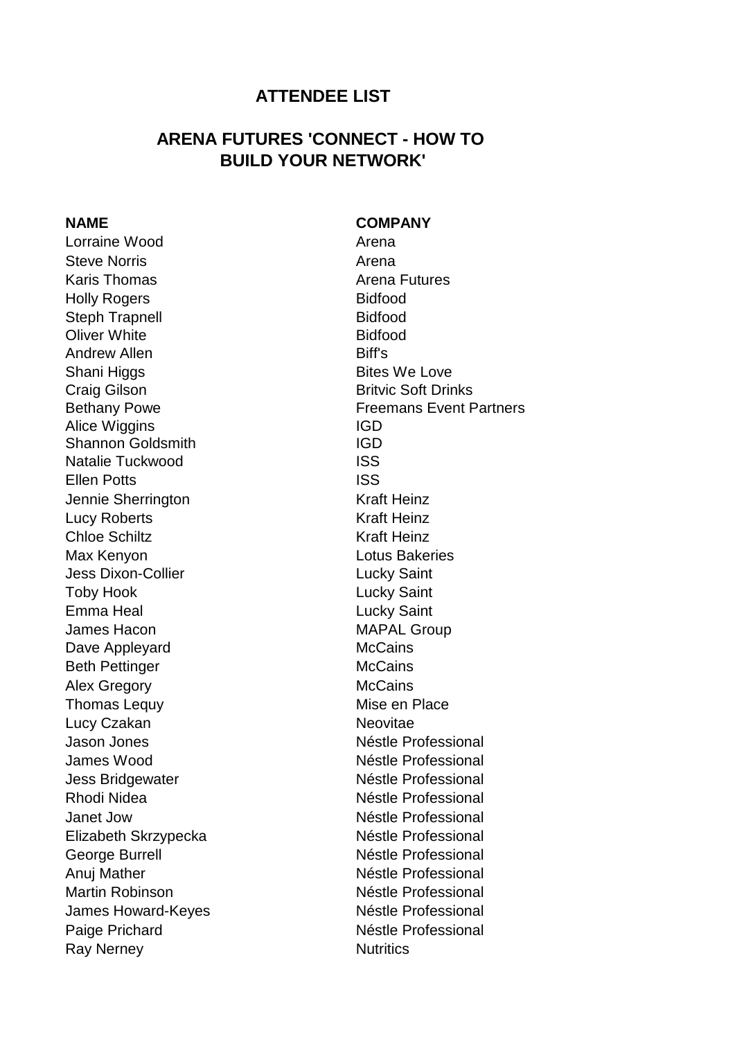# ATTENDEE LIST

## ARENA FUTURES 'CONNECT - HOW TO BUILD YOUR NETWORK'

| NAME | COMPANY |
|---|---|
| Lorraine Wood | Arena |
| Steve Norris | Arena |
| Karis Thomas | Arena Futures |
| Holly Rogers | Bidfood |
| Steph Trapnell | Bidfood |
| Oliver White | Bidfood |
| Andrew Allen | Biff's |
| Shani Higgs | Bites We Love |
| Craig Gilson | Britvic Soft Drinks |
| Bethany Powe | Freemans Event Partners |
| Alice Wiggins | IGD |
| Shannon Goldsmith | IGD |
| Natalie Tuckwood | ISS |
| Ellen Potts | ISS |
| Jennie Sherrington | Kraft Heinz |
| Lucy Roberts | Kraft Heinz |
| Chloe Schiltz | Kraft Heinz |
| Max Kenyon | Lotus Bakeries |
| Jess Dixon-Collier | Lucky Saint |
| Toby Hook | Lucky Saint |
| Emma Heal | Lucky Saint |
| James Hacon | MAPAL Group |
| Dave Appleyard | McCains |
| Beth Pettinger | McCains |
| Alex Gregory | McCains |
| Thomas Lequy | Mise en Place |
| Lucy Czakan | Neovitae |
| Jason Jones | Néstle Professional |
| James Wood | Néstle Professional |
| Jess Bridgewater | Néstle Professional |
| Rhodi Nidea | Néstle Professional |
| Janet Jow | Néstle Professional |
| Elizabeth Skrzypecka | Néstle Professional |
| George Burrell | Néstle Professional |
| Anuj Mather | Néstle Professional |
| Martin Robinson | Néstle Professional |
| James Howard-Keyes | Néstle Professional |
| Paige Prichard | Néstle Professional |
| Ray Nerney | Nutritics |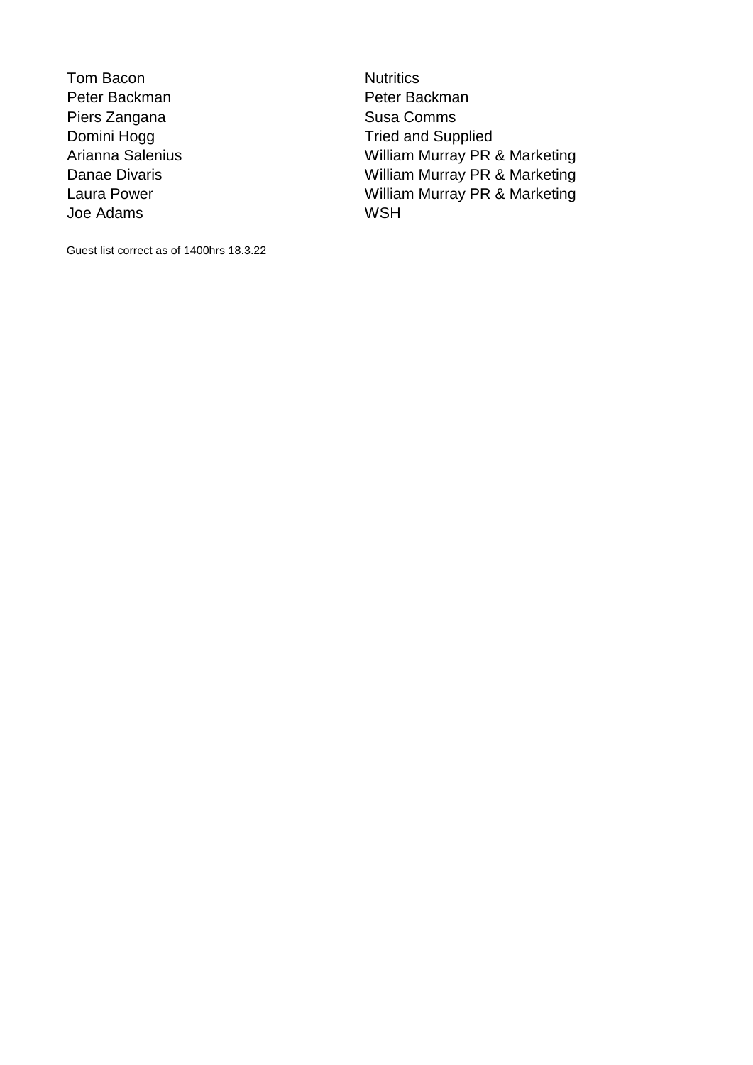| | |
|---|---|
| Tom Bacon | Nutritics |
| Peter Backman | Peter Backman |
| Piers Zangana | Susa Comms |
| Domini Hogg | Tried and Supplied |
| Arianna Salenius | William Murray PR & Marketing |
| Danae Divaris | William Murray PR & Marketing |
| Laura Power | William Murray PR & Marketing |
| Joe Adams | WSH |

Guest list correct as of 1400hrs 18.3.22